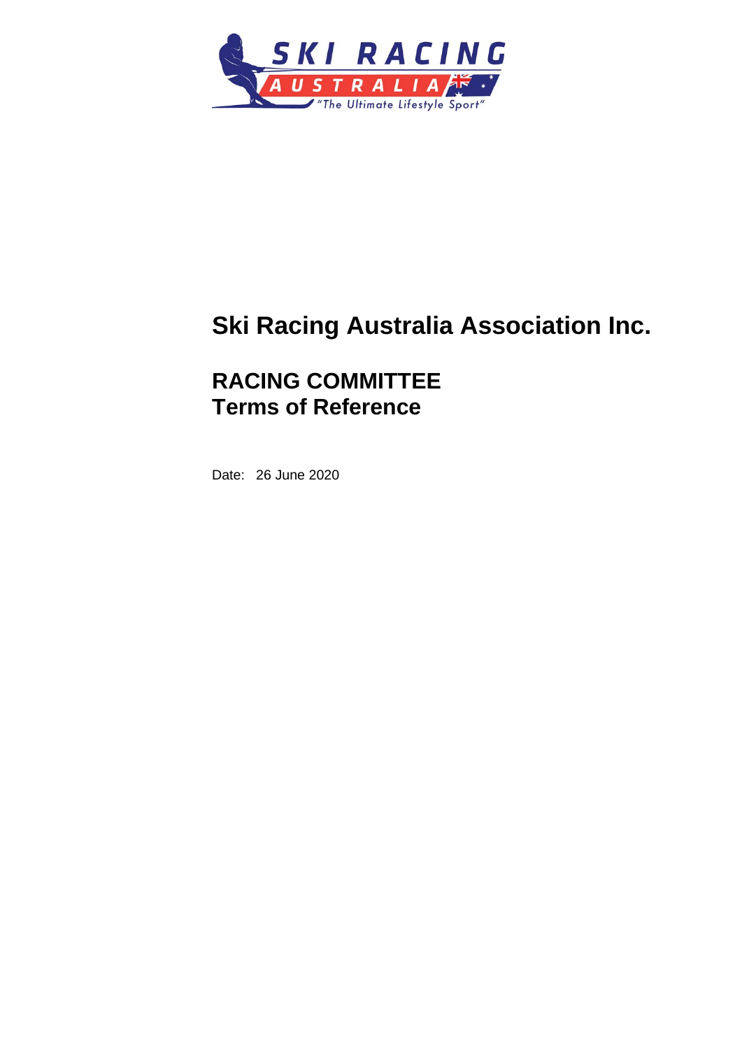# Ski Racing Australia Association Inc.

## RACING COMMITTEE
## Terms of Reference

Date: 26 June 2020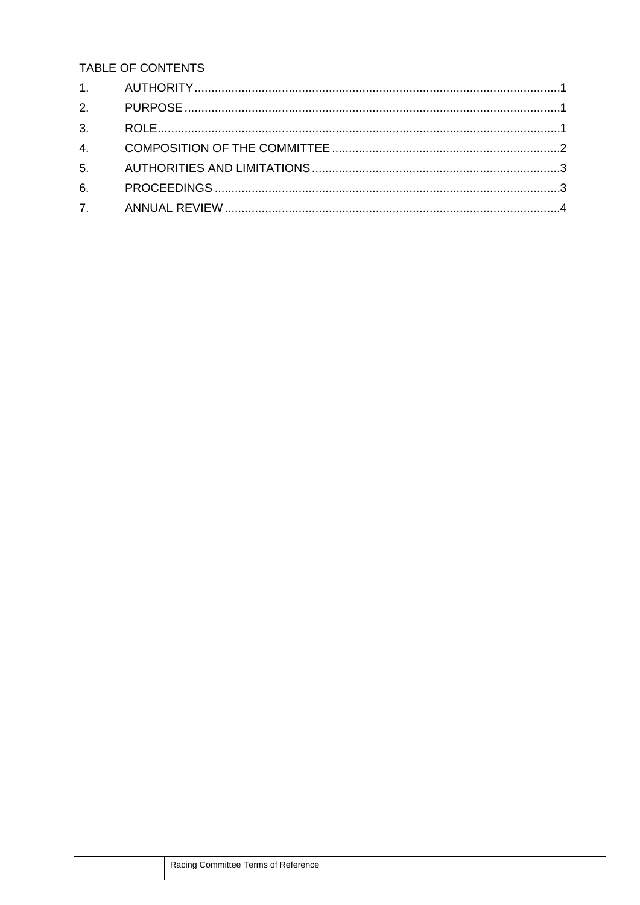TABLE OF CONTENTS

1. AUTHORITY ..... 1
2. PURPOSE ..... 1
3. ROLE ..... 1
4. COMPOSITION OF THE COMMITTEE ..... 2
5. AUTHORITIES AND LIMITATIONS ..... 3
6. PROCEEDINGS ..... 3
7. ANNUAL REVIEW ..... 4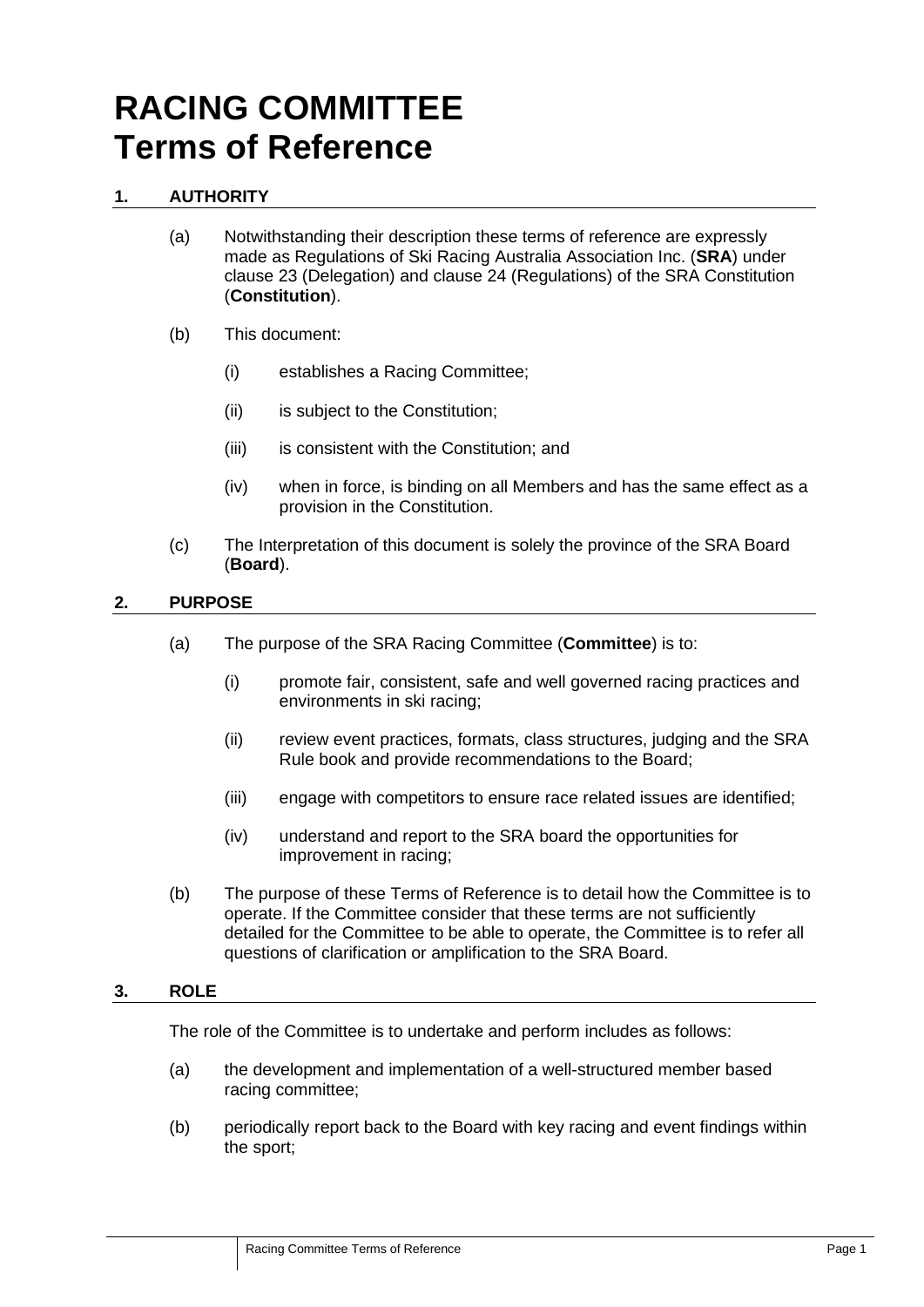# RACING COMMITTEE Terms of Reference

## 1. AUTHORITY

(a) Notwithstanding their description these terms of reference are expressly made as Regulations of Ski Racing Australia Association Inc. (**SRA**) under clause 23 (Delegation) and clause 24 (Regulations) of the SRA Constitution (**Constitution**).

(b) This document:

   (i) establishes a Racing Committee;

   (ii) is subject to the Constitution;

   (iii) is consistent with the Constitution; and

   (iv) when in force, is binding on all Members and has the same effect as a provision in the Constitution.

(c) The Interpretation of this document is solely the province of the SRA Board (**Board**).

## 2. PURPOSE

(a) The purpose of the SRA Racing Committee (**Committee**) is to:

   (i) promote fair, consistent, safe and well governed racing practices and environments in ski racing;

   (ii) review event practices, formats, class structures, judging and the SRA Rule book and provide recommendations to the Board;

   (iii) engage with competitors to ensure race related issues are identified;

   (iv) understand and report to the SRA board the opportunities for improvement in racing;

(b) The purpose of these Terms of Reference is to detail how the Committee is to operate. If the Committee consider that these terms are not sufficiently detailed for the Committee to be able to operate, the Committee is to refer all questions of clarification or amplification to the SRA Board.

## 3. ROLE

The role of the Committee is to undertake and perform includes as follows:

(a) the development and implementation of a well-structured member based racing committee;

(b) periodically report back to the Board with key racing and event findings within the sport;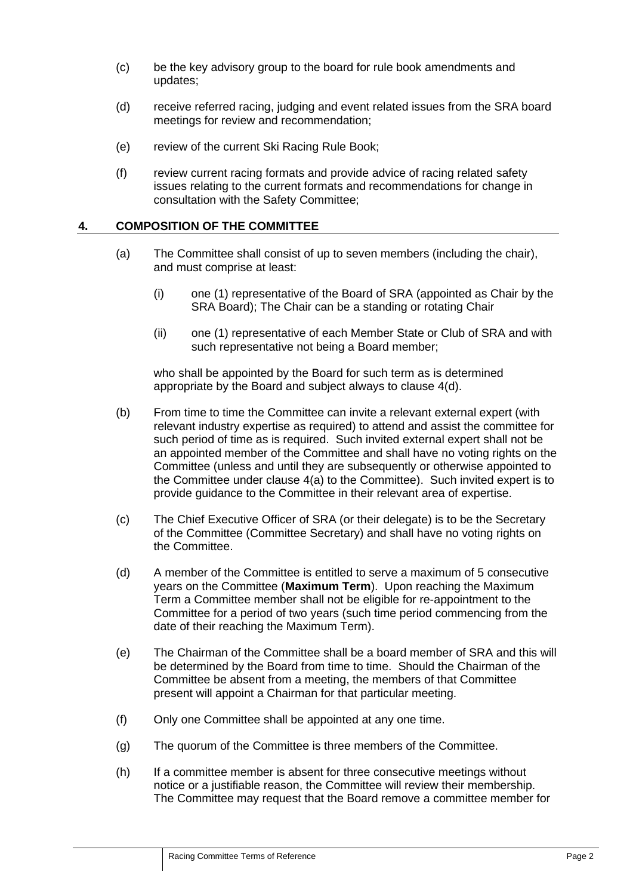(c) be the key advisory group to the board for rule book amendments and updates;

(d) receive referred racing, judging and event related issues from the SRA board meetings for review and recommendation;

(e) review of the current Ski Racing Rule Book;

(f) review current racing formats and provide advice of racing related safety issues relating to the current formats and recommendations for change in consultation with the Safety Committee;

## 4. COMPOSITION OF THE COMMITTEE

(a) The Committee shall consist of up to seven members (including the chair), and must comprise at least:

(i) one (1) representative of the Board of SRA (appointed as Chair by the SRA Board); The Chair can be a standing or rotating Chair

(ii) one (1) representative of each Member State or Club of SRA and with such representative not being a Board member;

who shall be appointed by the Board for such term as is determined appropriate by the Board and subject always to clause 4(d).

(b) From time to time the Committee can invite a relevant external expert (with relevant industry expertise as required) to attend and assist the committee for such period of time as is required. Such invited external expert shall not be an appointed member of the Committee and shall have no voting rights on the Committee (unless and until they are subsequently or otherwise appointed to the Committee under clause 4(a) to the Committee). Such invited expert is to provide guidance to the Committee in their relevant area of expertise.

(c) The Chief Executive Officer of SRA (or their delegate) is to be the Secretary of the Committee (Committee Secretary) and shall have no voting rights on the Committee.

(d) A member of the Committee is entitled to serve a maximum of 5 consecutive years on the Committee (**Maximum Term**). Upon reaching the Maximum Term a Committee member shall not be eligible for re-appointment to the Committee for a period of two years (such time period commencing from the date of their reaching the Maximum Term).

(e) The Chairman of the Committee shall be a board member of SRA and this will be determined by the Board from time to time. Should the Chairman of the Committee be absent from a meeting, the members of that Committee present will appoint a Chairman for that particular meeting.

(f) Only one Committee shall be appointed at any one time.

(g) The quorum of the Committee is three members of the Committee.

(h) If a committee member is absent for three consecutive meetings without notice or a justifiable reason, the Committee will review their membership. The Committee may request that the Board remove a committee member for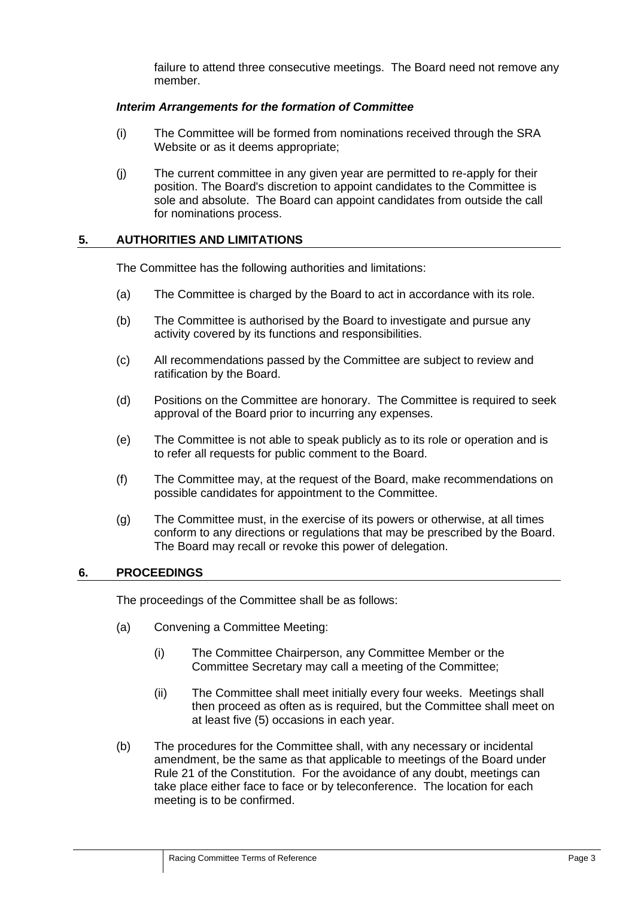failure to attend three consecutive meetings. The Board need not remove any member.

***Interim Arrangements for the formation of Committee***

(i) The Committee will be formed from nominations received through the SRA Website or as it deems appropriate;

(j) The current committee in any given year are permitted to re-apply for their position. The Board's discretion to appoint candidates to the Committee is sole and absolute. The Board can appoint candidates from outside the call for nominations process.

## 5. AUTHORITIES AND LIMITATIONS

The Committee has the following authorities and limitations:

(a) The Committee is charged by the Board to act in accordance with its role.

(b) The Committee is authorised by the Board to investigate and pursue any activity covered by its functions and responsibilities.

(c) All recommendations passed by the Committee are subject to review and ratification by the Board.

(d) Positions on the Committee are honorary. The Committee is required to seek approval of the Board prior to incurring any expenses.

(e) The Committee is not able to speak publicly as to its role or operation and is to refer all requests for public comment to the Board.

(f) The Committee may, at the request of the Board, make recommendations on possible candidates for appointment to the Committee.

(g) The Committee must, in the exercise of its powers or otherwise, at all times conform to any directions or regulations that may be prescribed by the Board. The Board may recall or revoke this power of delegation.

## 6. PROCEEDINGS

The proceedings of the Committee shall be as follows:

(a) Convening a Committee Meeting:

(i) The Committee Chairperson, any Committee Member or the Committee Secretary may call a meeting of the Committee;

(ii) The Committee shall meet initially every four weeks. Meetings shall then proceed as often as is required, but the Committee shall meet on at least five (5) occasions in each year.

(b) The procedures for the Committee shall, with any necessary or incidental amendment, be the same as that applicable to meetings of the Board under Rule 21 of the Constitution. For the avoidance of any doubt, meetings can take place either face to face or by teleconference. The location for each meeting is to be confirmed.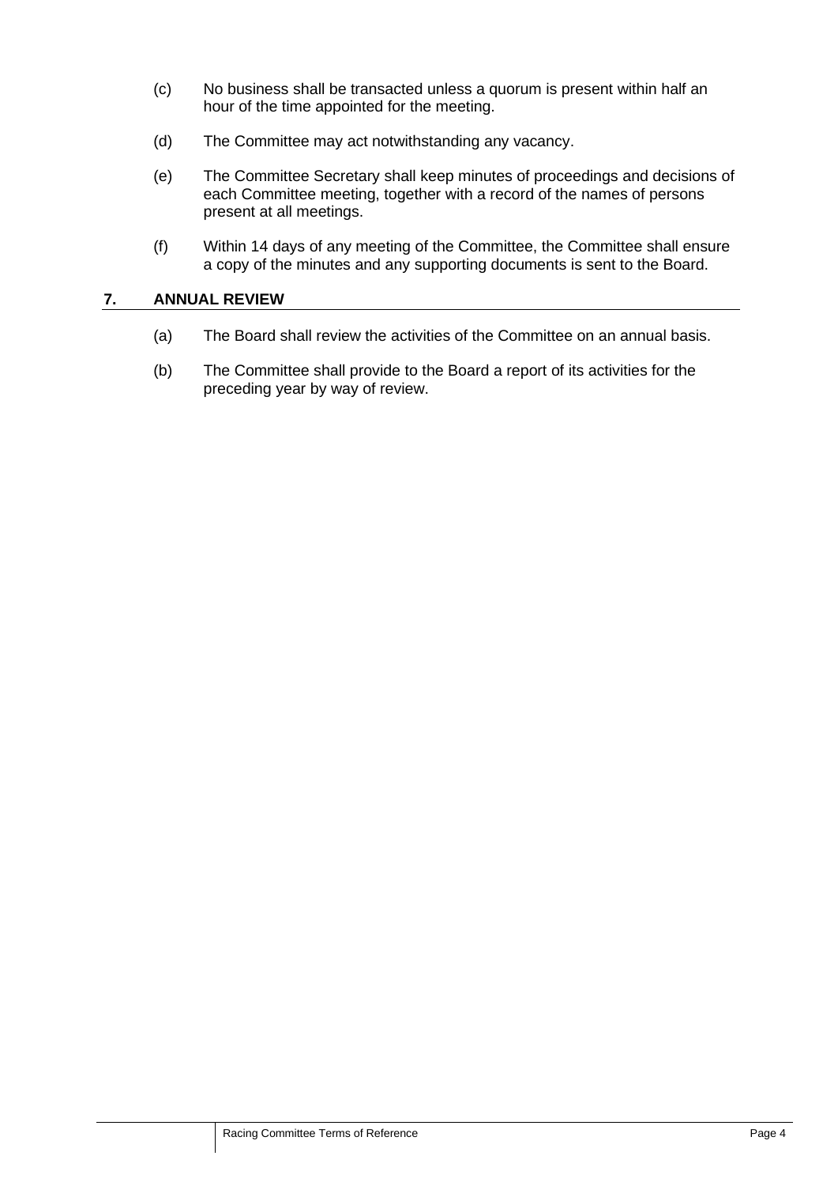(c) No business shall be transacted unless a quorum is present within half an hour of the time appointed for the meeting.

(d) The Committee may act notwithstanding any vacancy.

(e) The Committee Secretary shall keep minutes of proceedings and decisions of each Committee meeting, together with a record of the names of persons present at all meetings.

(f) Within 14 days of any meeting of the Committee, the Committee shall ensure a copy of the minutes and any supporting documents is sent to the Board.

## 7. ANNUAL REVIEW

(a) The Board shall review the activities of the Committee on an annual basis.

(b) The Committee shall provide to the Board a report of its activities for the preceding year by way of review.